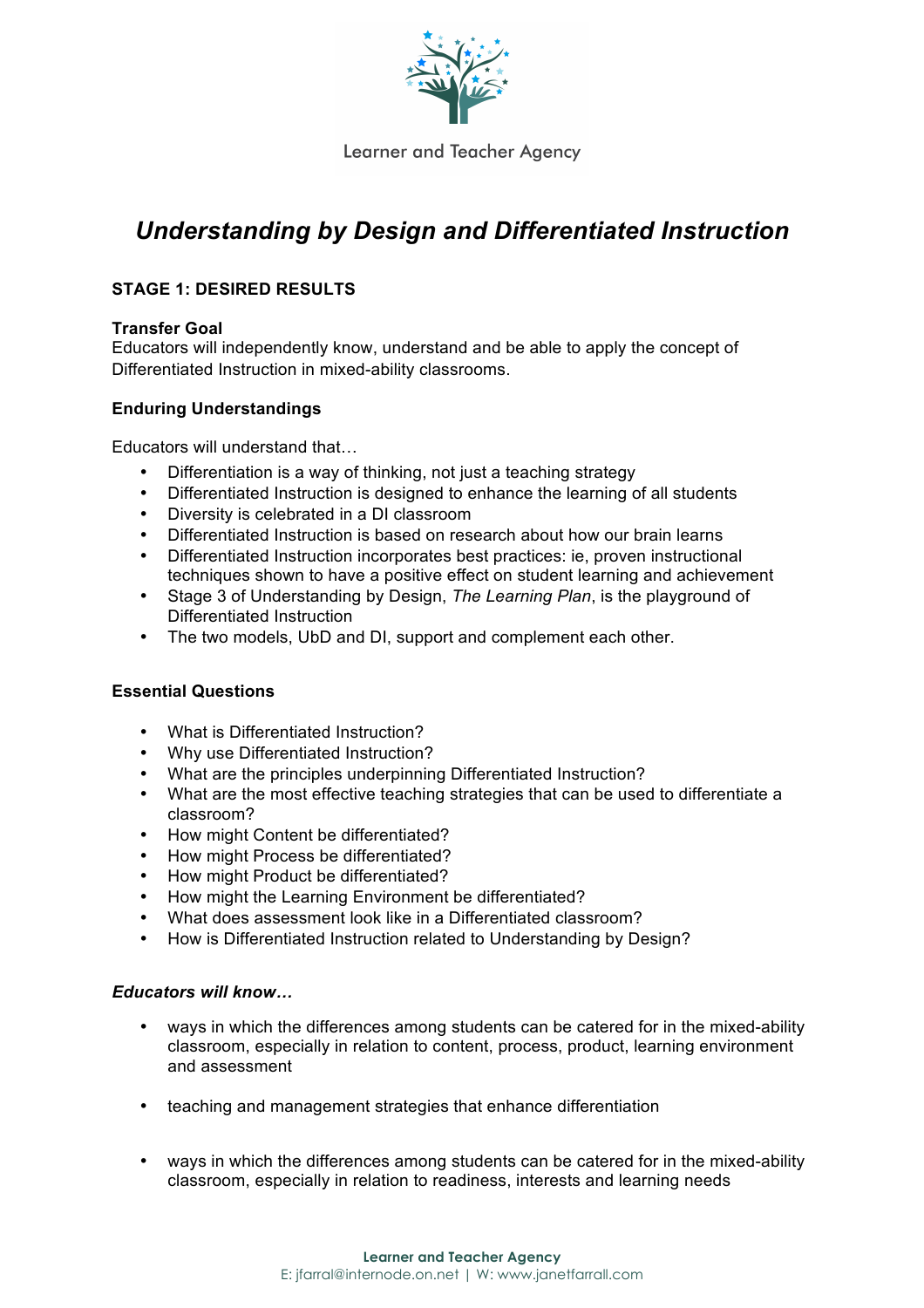Learner and Teacher Agency

# *Understanding by Design and Differentiated Instruction*

## STAGE 1: DESIRED RESULTS

**Transfer Goal**
Educators will independently know, understand and be able to apply the concept of Differentiated Instruction in mixed-ability classrooms.

**Enduring Understandings**

Educators will understand that…

- Differentiation is a way of thinking, not just a teaching strategy
- Differentiated Instruction is designed to enhance the learning of all students
- Diversity is celebrated in a DI classroom
- Differentiated Instruction is based on research about how our brain learns
- Differentiated Instruction incorporates best practices: ie, proven instructional techniques shown to have a positive effect on student learning and achievement
- Stage 3 of Understanding by Design, *The Learning Plan*, is the playground of Differentiated Instruction
- The two models, UbD and DI, support and complement each other.

**Essential Questions**

- What is Differentiated Instruction?
- Why use Differentiated Instruction?
- What are the principles underpinning Differentiated Instruction?
- What are the most effective teaching strategies that can be used to differentiate a classroom?
- How might Content be differentiated?
- How might Process be differentiated?
- How might Product be differentiated?
- How might the Learning Environment be differentiated?
- What does assessment look like in a Differentiated classroom?
- How is Differentiated Instruction related to Understanding by Design?

***Educators will know…***

- ways in which the differences among students can be catered for in the mixed-ability classroom, especially in relation to content, process, product, learning environment and assessment

- teaching and management strategies that enhance differentiation

- ways in which the differences among students can be catered for in the mixed-ability classroom, especially in relation to readiness, interests and learning needs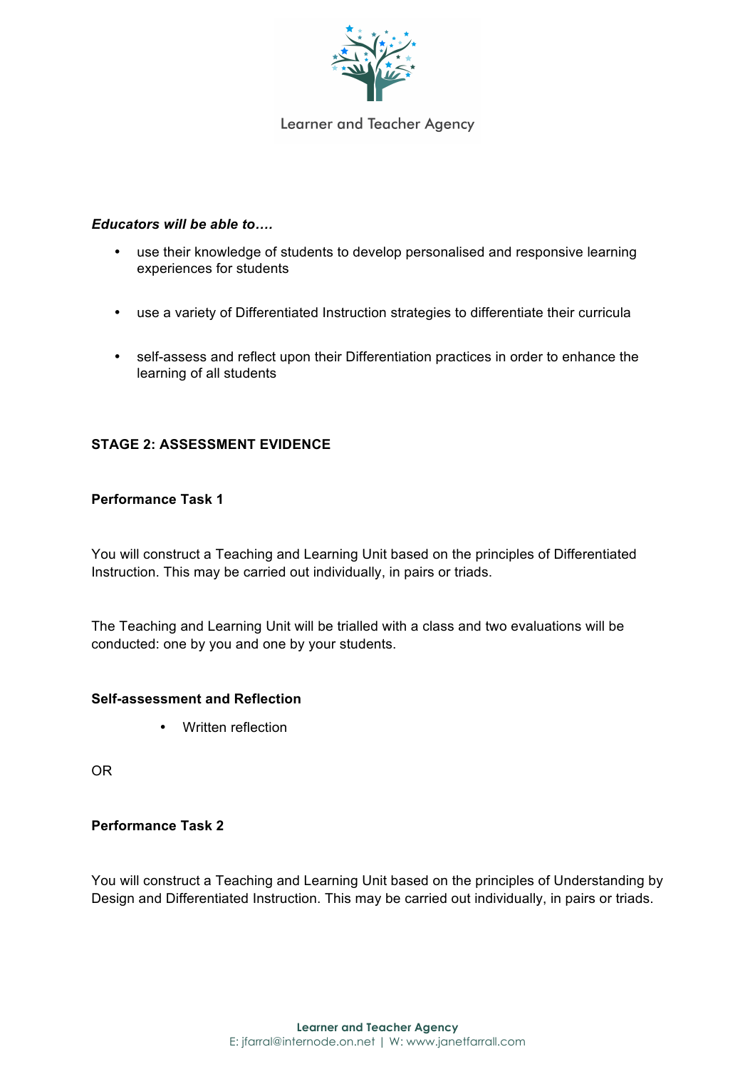***Educators will be able to….***

- use their knowledge of students to develop personalised and responsive learning experiences for students
- use a variety of Differentiated Instruction strategies to differentiate their curricula
- self-assess and reflect upon their Differentiation practices in order to enhance the learning of all students

## STAGE 2: ASSESSMENT EVIDENCE

### Performance Task 1

You will construct a Teaching and Learning Unit based on the principles of Differentiated Instruction. This may be carried out individually, in pairs or triads.

The Teaching and Learning Unit will be trialled with a class and two evaluations will be conducted: one by you and one by your students.

### Self-assessment and Reflection

- Written reflection

OR

### Performance Task 2

You will construct a Teaching and Learning Unit based on the principles of Understanding by Design and Differentiated Instruction. This may be carried out individually, in pairs or triads.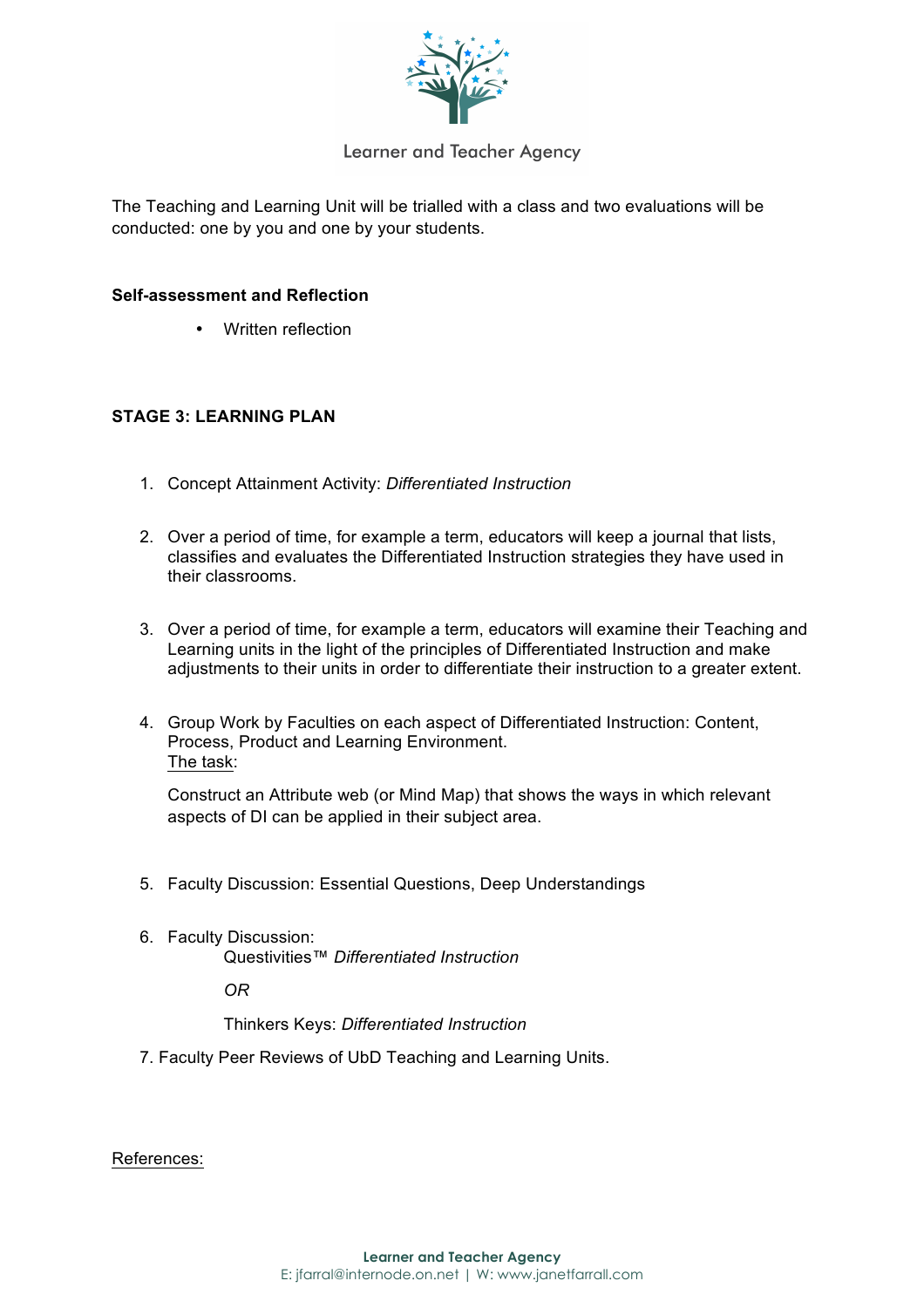The Teaching and Learning Unit will be trialled with a class and two evaluations will be conducted: one by you and one by your students.

**Self-assessment and Reflection**

- Written reflection

**STAGE 3: LEARNING PLAN**

1. Concept Attainment Activity: *Differentiated Instruction*

2. Over a period of time, for example a term, educators will keep a journal that lists, classifies and evaluates the Differentiated Instruction strategies they have used in their classrooms.

3. Over a period of time, for example a term, educators will examine their Teaching and Learning units in the light of the principles of Differentiated Instruction and make adjustments to their units in order to differentiate their instruction to a greater extent.

4. Group Work by Faculties on each aspect of Differentiated Instruction: Content, Process, Product and Learning Environment.
   The task:

   Construct an Attribute web (or Mind Map) that shows the ways in which relevant aspects of DI can be applied in their subject area.

5. Faculty Discussion: Essential Questions, Deep Understandings

6. Faculty Discussion:
   Questivities™ *Differentiated Instruction*

   *OR*

   Thinkers Keys: *Differentiated Instruction*

7. Faculty Peer Reviews of UbD Teaching and Learning Units.

References: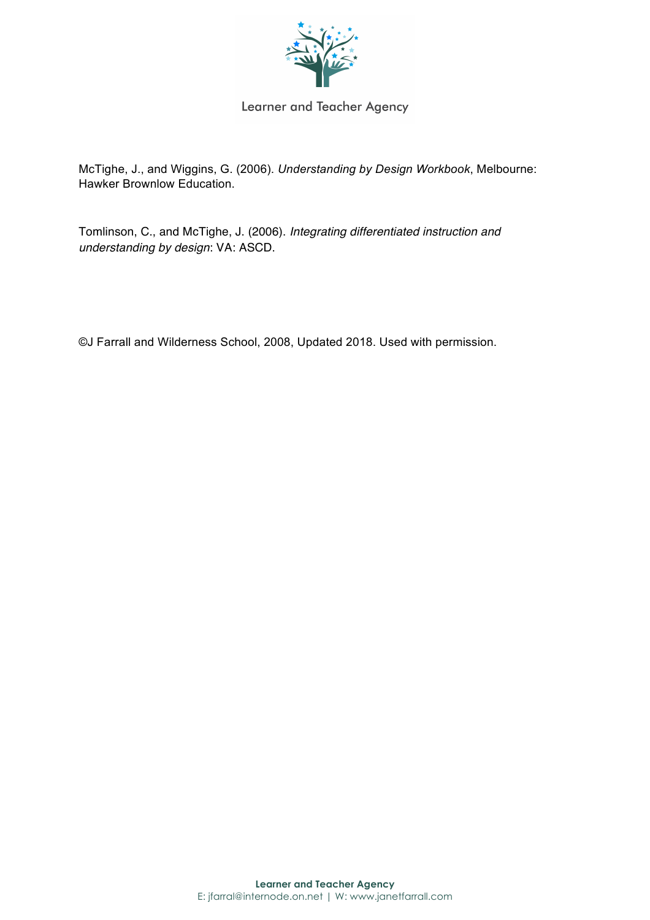McTighe, J., and Wiggins, G. (2006). *Understanding by Design Workbook*, Melbourne: Hawker Brownlow Education.

Tomlinson, C., and McTighe, J. (2006). *Integrating differentiated instruction and understanding by design*: VA: ASCD.

©J Farrall and Wilderness School, 2008, Updated 2018. Used with permission.